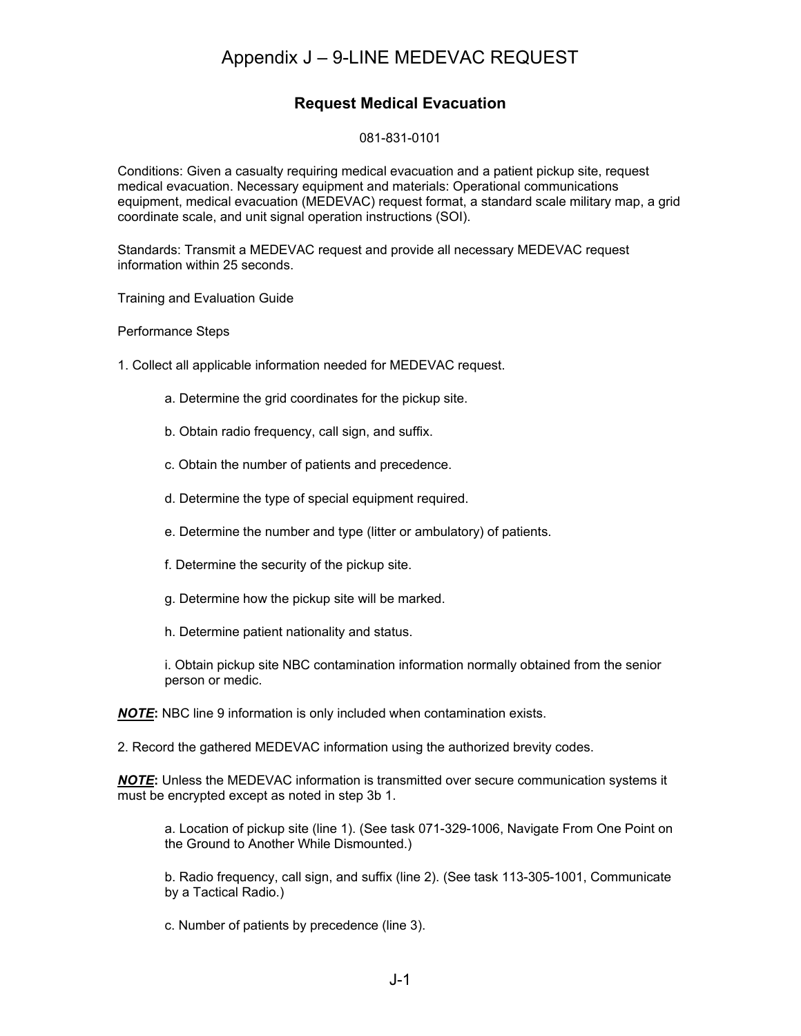# Appendix J – 9-LINE MEDEVAC REQUEST

## Request Medical Evacuation

081-831-0101

Conditions: Given a casualty requiring medical evacuation and a patient pickup site, request medical evacuation. Necessary equipment and materials: Operational communications equipment, medical evacuation (MEDEVAC) request format, a standard scale military map, a grid coordinate scale, and unit signal operation instructions (SOI).

Standards: Transmit a MEDEVAC request and provide all necessary MEDEVAC request information within 25 seconds.

Training and Evaluation Guide

Performance Steps

1. Collect all applicable information needed for MEDEVAC request.

   a. Determine the grid coordinates for the pickup site.

   b. Obtain radio frequency, call sign, and suffix.

   c. Obtain the number of patients and precedence.

   d. Determine the type of special equipment required.

   e. Determine the number and type (litter or ambulatory) of patients.

   f. Determine the security of the pickup site.

   g. Determine how the pickup site will be marked.

   h. Determine patient nationality and status.

   i. Obtain pickup site NBC contamination information normally obtained from the senior person or medic.

***NOTE*:** NBC line 9 information is only included when contamination exists.

2. Record the gathered MEDEVAC information using the authorized brevity codes.

***NOTE*:** Unless the MEDEVAC information is transmitted over secure communication systems it must be encrypted except as noted in step 3b 1.

   a. Location of pickup site (line 1). (See task 071-329-1006, Navigate From One Point on the Ground to Another While Dismounted.)

   b. Radio frequency, call sign, and suffix (line 2). (See task 113-305-1001, Communicate by a Tactical Radio.)

   c. Number of patients by precedence (line 3).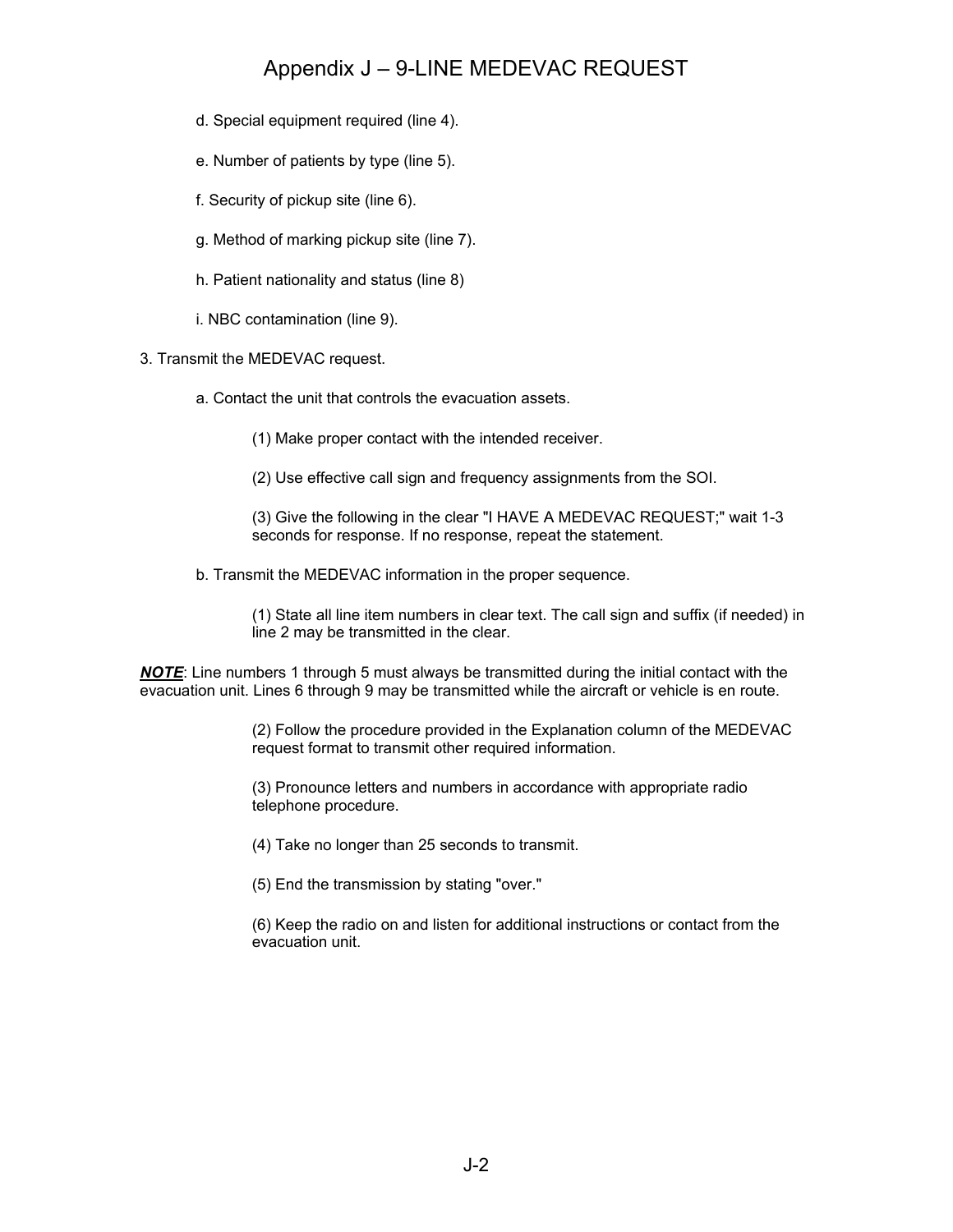# Appendix J – 9-LINE MEDEVAC REQUEST

d. Special equipment required (line 4).

e. Number of patients by type (line 5).

f. Security of pickup site (line 6).

g. Method of marking pickup site (line 7).

h. Patient nationality and status (line 8)

i. NBC contamination (line 9).

3. Transmit the MEDEVAC request.

a. Contact the unit that controls the evacuation assets.

(1) Make proper contact with the intended receiver.

(2) Use effective call sign and frequency assignments from the SOI.

(3) Give the following in the clear "I HAVE A MEDEVAC REQUEST;" wait 1-3 seconds for response. If no response, repeat the statement.

b. Transmit the MEDEVAC information in the proper sequence.

(1) State all line item numbers in clear text. The call sign and suffix (if needed) in line 2 may be transmitted in the clear.

***NOTE***: Line numbers 1 through 5 must always be transmitted during the initial contact with the evacuation unit. Lines 6 through 9 may be transmitted while the aircraft or vehicle is en route.

(2) Follow the procedure provided in the Explanation column of the MEDEVAC request format to transmit other required information.

(3) Pronounce letters and numbers in accordance with appropriate radio telephone procedure.

(4) Take no longer than 25 seconds to transmit.

(5) End the transmission by stating "over."

(6) Keep the radio on and listen for additional instructions or contact from the evacuation unit.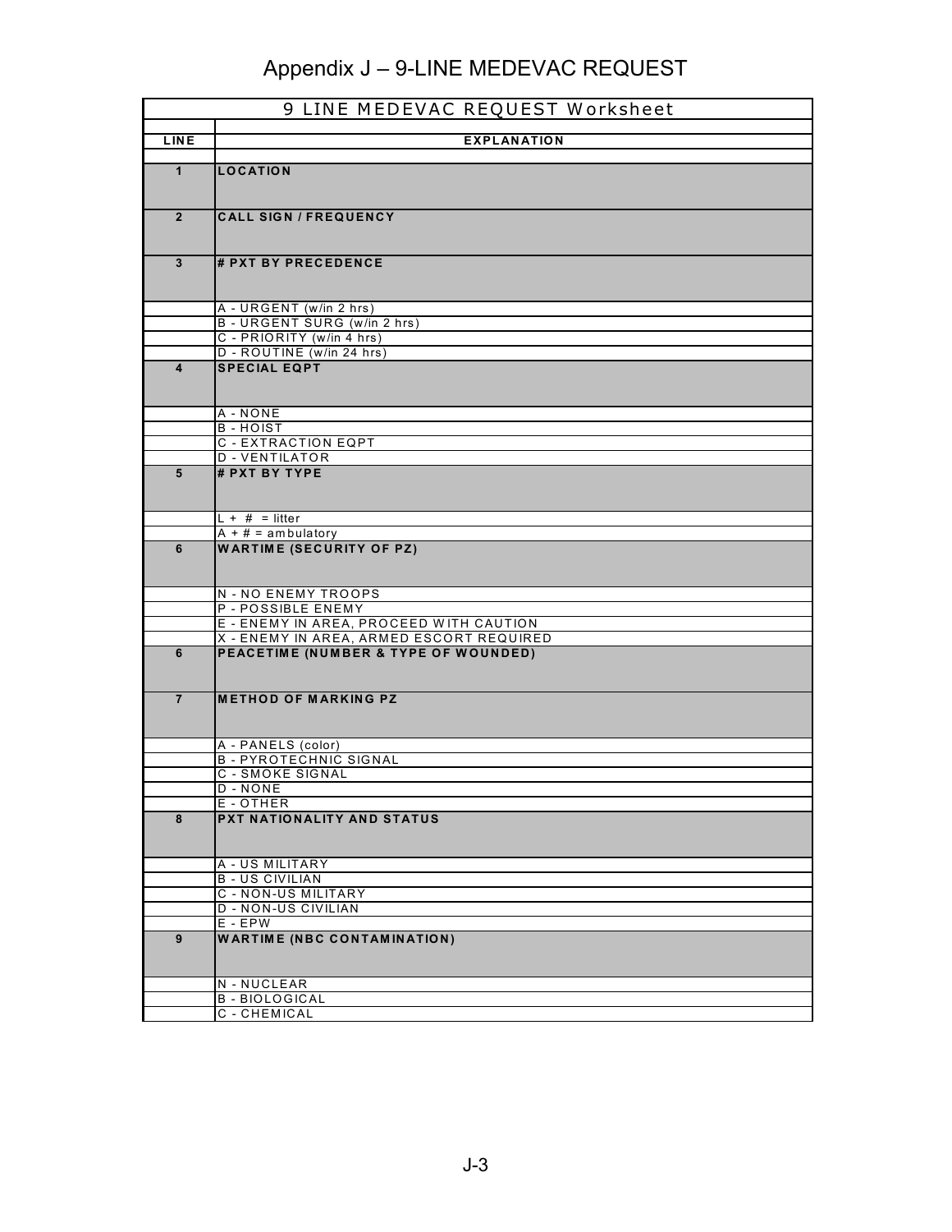# Appendix J – 9-LINE MEDEVAC REQUEST

| 9 LINE MEDEVAC REQUEST Worksheet | |
|---|---|
| **LINE** | **EXPLANATION** |
| **1** | **LOCATION** |
| **2** | **CALL SIGN / FREQUENCY** |
| **3** | **# PXT BY PRECEDENCE** |
| | A - URGENT (w/in 2 hrs) |
| | B - URGENT SURG (w/in 2 hrs) |
| | C - PRIORITY (w/in 4 hrs) |
| | D - ROUTINE (w/in 24 hrs) |
| **4** | **SPECIAL EQPT** |
| | A - NONE |
| | B - HOIST |
| | C - EXTRACTION EQPT |
| | D - VENTILATOR |
| **5** | **# PXT BY TYPE** |
| | L + # = litter |
| | A + # = ambulatory |
| **6** | **WARTIME (SECURITY OF PZ)** |
| | N - NO ENEMY TROOPS |
| | P - POSSIBLE ENEMY |
| | E - ENEMY IN AREA, PROCEED WITH CAUTION |
| | X - ENEMY IN AREA, ARMED ESCORT REQUIRED |
| **6** | **PEACETIME (NUMBER & TYPE OF WOUNDED)** |
| **7** | **METHOD OF MARKING PZ** |
| | A - PANELS (color) |
| | B - PYROTECHNIC SIGNAL |
| | C - SMOKE SIGNAL |
| | D - NONE |
| | E - OTHER |
| **8** | **PXT NATIONALITY AND STATUS** |
| | A - US MILITARY |
| | B - US CIVILIAN |
| | C - NON-US MILITARY |
| | D - NON-US CIVILIAN |
| | E - EPW |
| **9** | **WARTIME (NBC CONTAMINATION)** |
| | N - NUCLEAR |
| | B - BIOLOGICAL |
| | C - CHEMICAL |